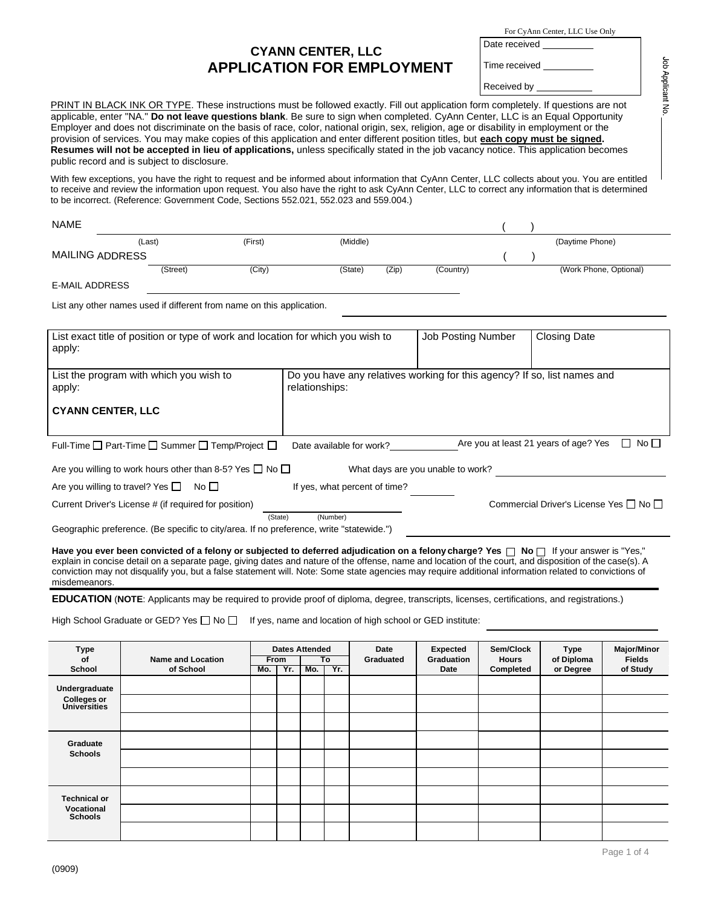For CyAnn Center, LLC Use Only

Date received ______

Time received ______

Received by ______

Job Applicant No. ______

# CYANN CENTER, LLC
# APPLICATION FOR EMPLOYMENT

PRINT IN BLACK INK OR TYPE. These instructions must be followed exactly. Fill out application form completely. If questions are not applicable, enter "NA." **Do not leave questions blank**. Be sure to sign when completed. CyAnn Center, LLC is an Equal Opportunity Employer and does not discriminate on the basis of race, color, national origin, sex, religion, age or disability in employment or the provision of services. You may make copies of this application and enter different position titles, but **each copy must be signed. Resumes will not be accepted in lieu of applications,** unless specifically stated in the job vacancy notice. This application becomes public record and is subject to disclosure.

With few exceptions, you have the right to request and be informed about information that CyAnn Center, LLC collects about you. You are entitled to receive and review the information upon request. You also have the right to ask CyAnn Center, LLC to correct any information that is determined to be incorrect. (Reference: Government Code, Sections 552.021, 552.023 and 559.004.)

NAME ______ (Last) ______ (First) ______ (Middle) ( ) ______ (Daytime Phone)

MAILING ADDRESS ______ (Street) ______ (City) ______ (State) ______ (Zip) ______ (Country) ( ) ______ (Work Phone, Optional)

E-MAIL ADDRESS ______

List any other names used if different from name on this application. ______

| List exact title of position or type of work and location for which you wish to apply: | Job Posting Number | Closing Date |
|---|---|---|
| | | |

| List the program with which you wish to apply: | Do you have any relatives working for this agency? If so, list names and relationships: |
|---|---|
| **CYANN CENTER, LLC** | |

Full-Time ☐ Part-Time ☐ Summer ☐ Temp/Project ☐ Date available for work? ______ Are you at least 21 years of age? Yes ☐ No ☐

Are you willing to work hours other than 8-5? Yes ☐ No ☐ What days are you unable to work? ______

Are you willing to travel? Yes ☐ No ☐ If yes, what percent of time? ______

Current Driver's License # (if required for position) ______ (State) ______ (Number) Commercial Driver's License Yes ☐ No ☐

Geographic preference. (Be specific to city/area. If no preference, write "statewide.") ______

**Have you ever been convicted of a felony or subjected to deferred adjudication on a felony charge? Yes ☐ No ☐** If your answer is "Yes," explain in concise detail on a separate page, giving dates and nature of the offense, name and location of the court, and disposition of the case(s). A conviction may not disqualify you, but a false statement will. Note: Some state agencies may require additional information related to convictions of misdemeanors.

**EDUCATION** (**NOTE**: Applicants may be required to provide proof of diploma, degree, transcripts, licenses, certifications, and registrations.)

High School Graduate or GED? Yes ☐ No ☐ If yes, name and location of high school or GED institute: ______

| Type of School | Name and Location of School | Dates Attended From Mo. | Yr. | To Mo. | Yr. | Date Graduated | Expected Graduation Date | Sem/Clock Hours Completed | Type of Diploma or Degree | Major/Minor Fields of Study |
|---|---|---|---|---|---|---|---|---|---|---|
| Undergraduate Colleges or Universities | | | | | | | | | | |
| | | | | | | | | | | |
| | | | | | | | | | | |
| Graduate Schools | | | | | | | | | | |
| | | | | | | | | | | |
| | | | | | | | | | | |
| Technical or Vocational Schools | | | | | | | | | | |
| | | | | | | | | | | |
| | | | | | | | | | | |

(0909)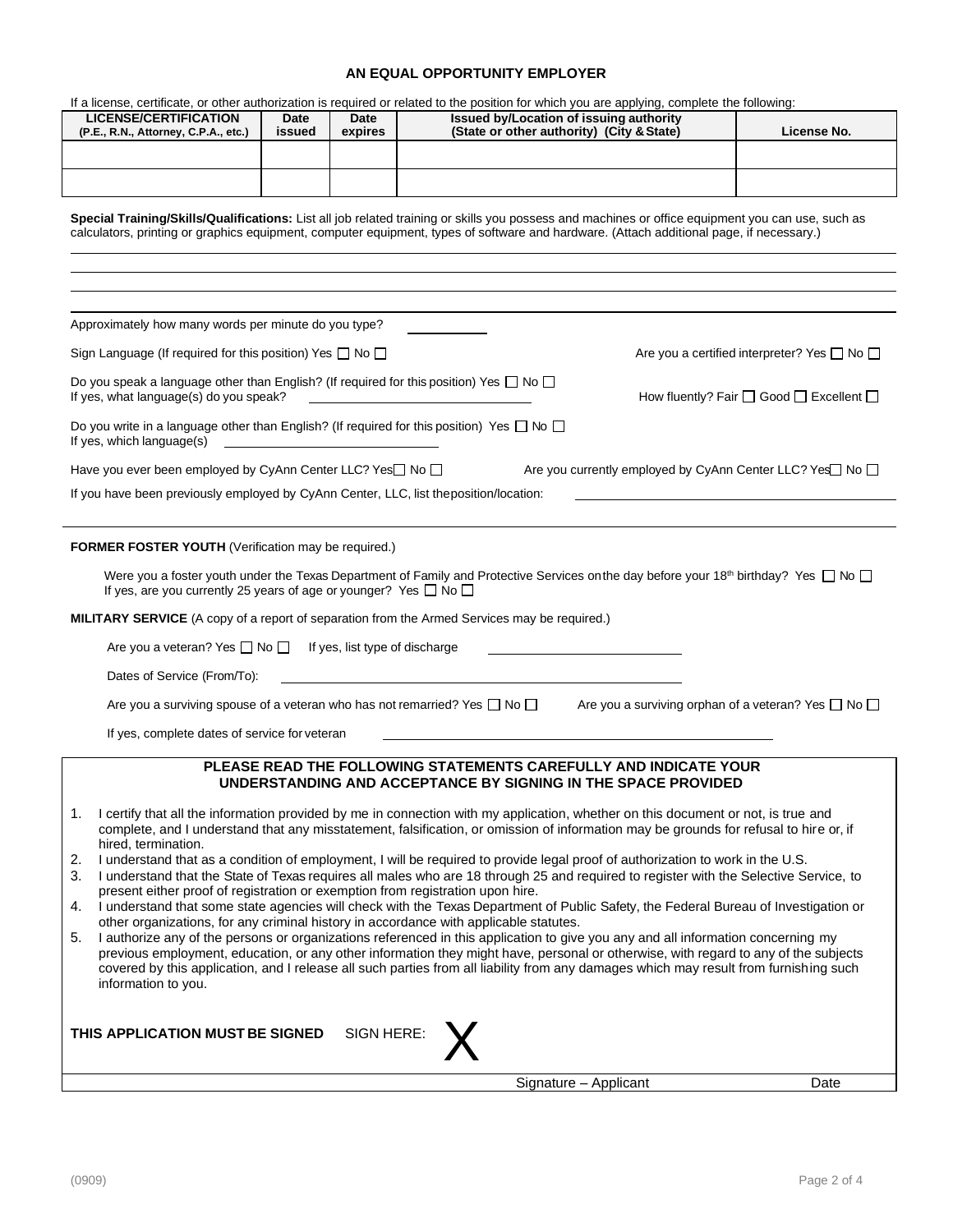## AN EQUAL OPPORTUNITY EMPLOYER

If a license, certificate, or other authorization is required or related to the position for which you are applying, complete the following:

| LICENSE/CERTIFICATION (P.E., R.N., Attorney, C.P.A., etc.) | Date issued | Date expires | Issued by/Location of issuing authority (State or other authority) (City & State) | License No. |
|---|---|---|---|---|
| | | | | |
| | | | | |

**Special Training/Skills/Qualifications:** List all job related training or skills you possess and machines or office equipment you can use, such as calculators, printing or graphics equipment, computer equipment, types of software and hardware. (Attach additional page, if necessary.)

\_\_\_\_\_\_\_\_\_\_\_\_\_\_\_\_\_\_\_\_\_\_\_\_\_\_\_\_\_\_\_\_\_\_\_\_\_\_\_\_\_\_\_\_\_\_\_\_\_\_\_\_\_\_\_\_\_\_\_\_

\_\_\_\_\_\_\_\_\_\_\_\_\_\_\_\_\_\_\_\_\_\_\_\_\_\_\_\_\_\_\_\_\_\_\_\_\_\_\_\_\_\_\_\_\_\_\_\_\_\_\_\_\_\_\_\_\_\_\_\_

\_\_\_\_\_\_\_\_\_\_\_\_\_\_\_\_\_\_\_\_\_\_\_\_\_\_\_\_\_\_\_\_\_\_\_\_\_\_\_\_\_\_\_\_\_\_\_\_\_\_\_\_\_\_\_\_\_\_\_\_

Approximately how many words per minute do you type? \_\_\_\_\_\_\_\_\_\_

Sign Language (If required for this position) Yes ☐ No ☐ Are you a certified interpreter? Yes ☐ No ☐

Do you speak a language other than English? (If required for this position) Yes ☐ No ☐
If yes, what language(s) do you speak? \_\_\_\_\_\_\_\_\_\_\_\_\_\_\_\_\_\_\_\_ How fluently? Fair ☐ Good ☐ Excellent ☐

Do you write in a language other than English? (If required for this position) Yes ☐ No ☐
If yes, which language(s) \_\_\_\_\_\_\_\_\_\_\_\_\_\_\_\_\_\_\_\_

Have you ever been employed by CyAnn Center LLC? Yes ☐ No ☐ Are you currently employed by CyAnn Center LLC? Yes ☐ No ☐

If you have been previously employed by CyAnn Center, LLC, list the position/location: \_\_\_\_\_\_\_\_\_\_\_\_\_\_\_\_\_\_\_\_

**FORMER FOSTER YOUTH** (Verification may be required.)

Were you a foster youth under the Texas Department of Family and Protective Services on the day before your 18th birthday? Yes ☐ No ☐
If yes, are you currently 25 years of age or younger? Yes ☐ No ☐

**MILITARY SERVICE** (A copy of a report of separation from the Armed Services may be required.)

Are you a veteran? Yes ☐ No ☐ If yes, list type of discharge \_\_\_\_\_\_\_\_\_\_\_\_\_\_\_\_\_\_\_\_

Dates of Service (From/To): \_\_\_\_\_\_\_\_\_\_\_\_\_\_\_\_\_\_\_\_

Are you a surviving spouse of a veteran who has not remarried? Yes ☐ No ☐ Are you a surviving orphan of a veteran? Yes ☐ No ☐

If yes, complete dates of service for veteran \_\_\_\_\_\_\_\_\_\_\_\_\_\_\_\_\_\_\_\_

### PLEASE READ THE FOLLOWING STATEMENTS CAREFULLY AND INDICATE YOUR UNDERSTANDING AND ACCEPTANCE BY SIGNING IN THE SPACE PROVIDED

1. I certify that all the information provided by me in connection with my application, whether on this document or not, is true and complete, and I understand that any misstatement, falsification, or omission of information may be grounds for refusal to hire or, if hired, termination.
2. I understand that as a condition of employment, I will be required to provide legal proof of authorization to work in the U.S.
3. I understand that the State of Texas requires all males who are 18 through 25 and required to register with the Selective Service, to present either proof of registration or exemption from registration upon hire.
4. I understand that some state agencies will check with the Texas Department of Public Safety, the Federal Bureau of Investigation or other organizations, for any criminal history in accordance with applicable statutes.
5. I authorize any of the persons or organizations referenced in this application to give you any and all information concerning my previous employment, education, or any other information they might have, personal or otherwise, with regard to any of the subjects covered by this application, and I release all such parties from all liability from any damages which may result from furnishing such information to you.

**THIS APPLICATION MUST BE SIGNED** SIGN HERE: X

Signature – Applicant Date

(0909)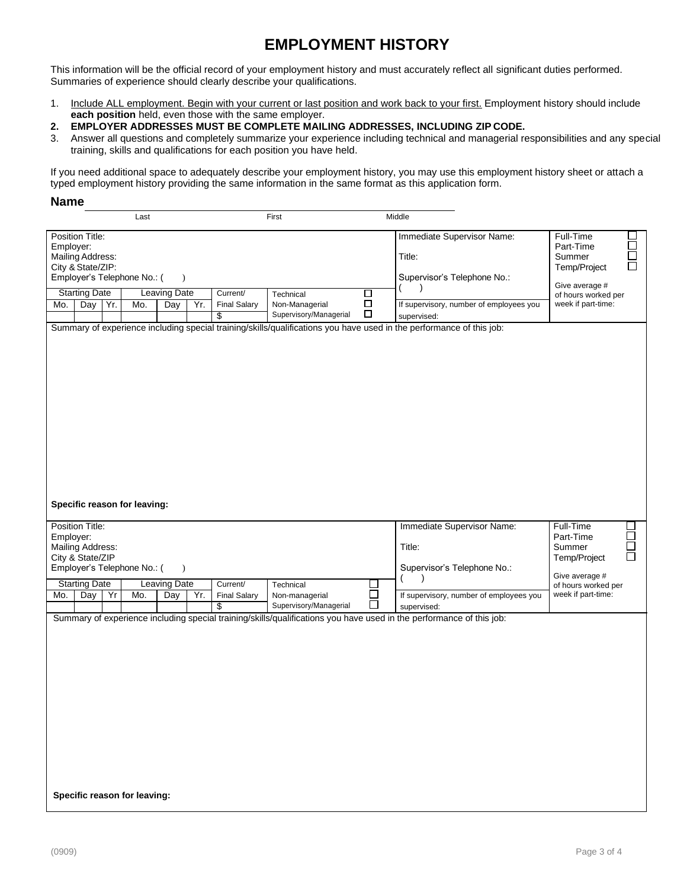# EMPLOYMENT HISTORY

This information will be the official record of your employment history and must accurately reflect all significant duties performed. Summaries of experience should clearly describe your qualifications.

1. Include ALL employment. Begin with your current or last position and work back to your first. Employment history should include **each position** held, even those with the same employer.
2. **EMPLOYER ADDRESSES MUST BE COMPLETE MAILING ADDRESSES, INCLUDING ZIP CODE.**
3. Answer all questions and completely summarize your experience including technical and managerial responsibilities and any special training, skills and qualifications for each position you have held.

If you need additional space to adequately describe your employment history, you may use this employment history sheet or attach a typed employment history providing the same information in the same format as this application form.

**Name** ______________________________________________
Last First Middle

| Position Title:<br>Employer:<br>Mailing Address:<br>City & State/ZIP:<br>Employer's Telephone No.: ( ) | | | | | | | | | Immediate Supervisor Name:<br><br>Title:<br><br>Supervisor's Telephone No.:<br>( ) | Full-Time ☐<br>Part-Time ☐<br>Summer ☐<br>Temp/Project ☐<br><br>Give average # of hours worked per week if part-time: |
|---|---|---|---|---|---|---|---|---|---|---|
| Starting Date | | | Leaving Date | | | Current/ Final Salary | Technical ☐<br>Non-Managerial ☐<br>Supervisory/Managerial ☐ | | If supervisory, number of employees you supervised: | |
| Mo. | Day | Yr. | Mo. | Day | Yr. | $ | | | | |

Summary of experience including special training/skills/qualifications you have used in the performance of this job:

**Specific reason for leaving:**

| Position Title:<br>Employer:<br>Mailing Address:<br>City & State/ZIP<br>Employer's Telephone No.: ( ) | | | | | | | | | Immediate Supervisor Name:<br><br>Title:<br><br>Supervisor's Telephone No.:<br>( ) | Full-Time ☐<br>Part-Time ☐<br>Summer ☐<br>Temp/Project ☐<br><br>Give average # of hours worked per week if part-time: |
|---|---|---|---|---|---|---|---|---|---|---|
| Starting Date | | | Leaving Date | | | Current/ Final Salary | Technical ☐<br>Non-managerial ☐<br>Supervisory/Managerial ☐ | | If supervisory, number of employees you supervised: | |
| Mo. | Day | Yr | Mo. | Day | Yr. | $ | | | | |

Summary of experience including special training/skills/qualifications you have used in the performance of this job:

**Specific reason for leaving:**

(0909)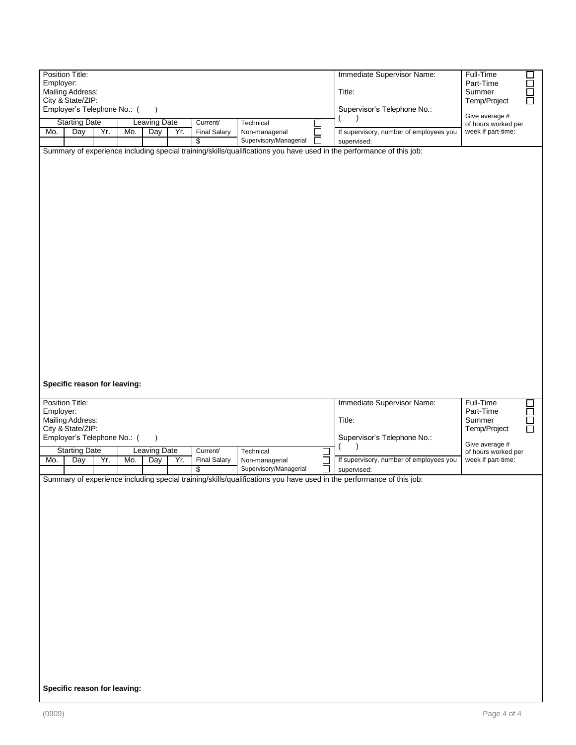| Position Title:<br>Employer:<br>Mailing Address:<br>City & State/ZIP:<br>Employer's Telephone No.: ( ) | | | | | | | | Immediate Supervisor Name:<br><br>Title:<br><br>Supervisor's Telephone No.:<br>( ) | Full-Time ☐<br>Part-Time ☐<br>Summer ☐<br>Temp/Project ☐<br><br>Give average # of hours worked per week if part-time: |
|---|---|---|---|---|---|---|---|---|---|
| Starting Date | | | Leaving Date | | | Current/ Final Salary | Technical ☐<br>Non-managerial ☐<br>Supervisory/Managerial ☐ | If supervisory, number of employees you supervised: | |
| Mo. | Day | Yr. | Mo. | Day | Yr. | $ | | | |

Summary of experience including special training/skills/qualifications you have used in the performance of this job:

**Specific reason for leaving:**

| Position Title:<br>Employer:<br>Mailing Address:<br>City & State/ZIP:<br>Employer's Telephone No.: ( ) | | | | | | | | Immediate Supervisor Name:<br><br>Title:<br><br>Supervisor's Telephone No.:<br>( ) | Full-Time ☐<br>Part-Time ☐<br>Summer ☐<br>Temp/Project ☐<br><br>Give average # of hours worked per week if part-time: |
|---|---|---|---|---|---|---|---|---|---|
| Starting Date | | | Leaving Date | | | Current/ Final Salary | Technical ☐<br>Non-managerial ☐<br>Supervisory/Managerial ☐ | If supervisory, number of employees you supervised: | |
| Mo. | Day | Yr. | Mo. | Day | Yr. | $ | | | |

Summary of experience including special training/skills/qualifications you have used in the performance of this job:

**Specific reason for leaving:**

(0909)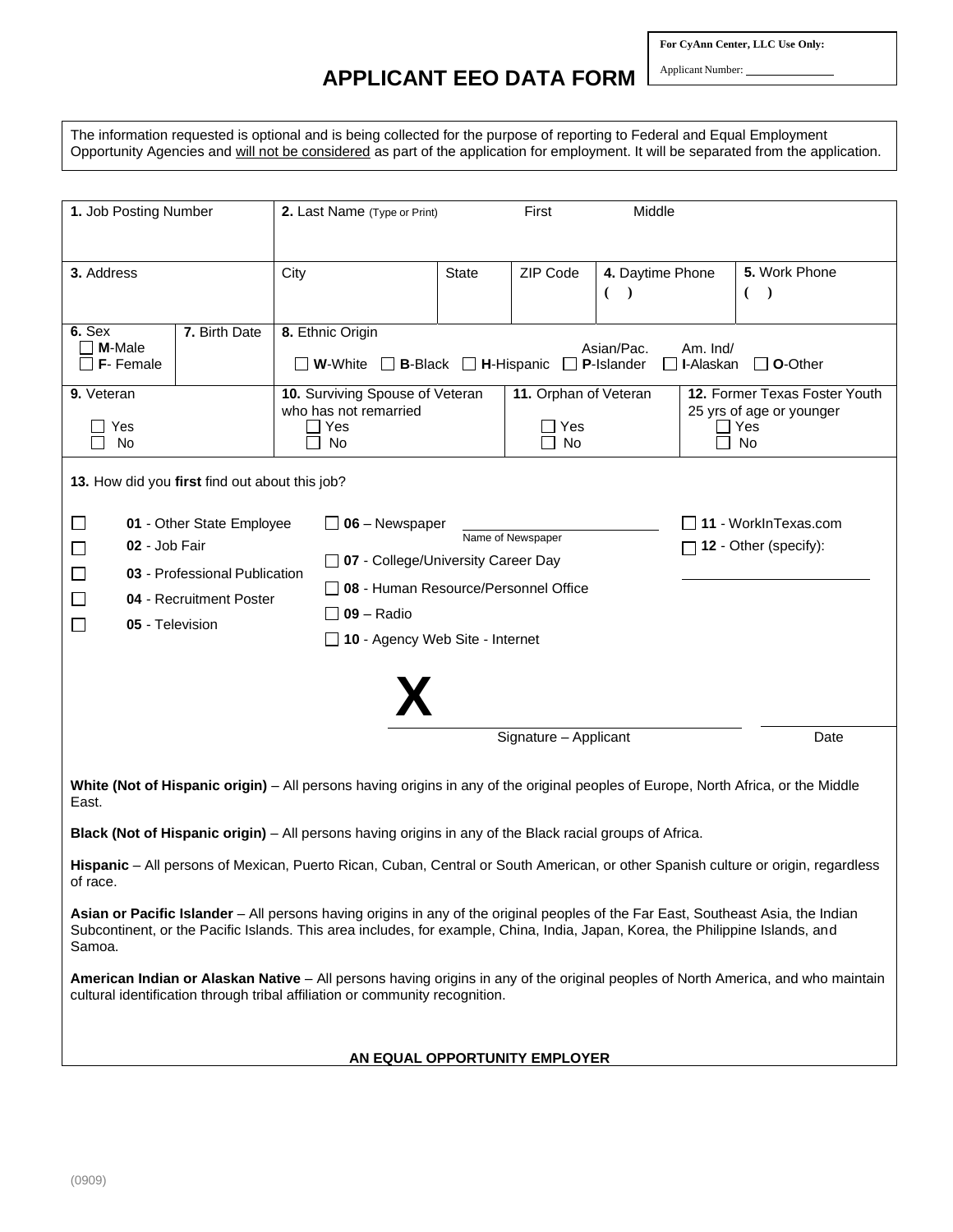For CyAnn Center, LLC Use Only:

Applicant Number: ______________

# APPLICANT EEO DATA FORM

The information requested is optional and is being collected for the purpose of reporting to Federal and Equal Employment Opportunity Agencies and will not be considered as part of the application for employment. It will be separated from the application.

| | | | | | | |
|---|---|---|---|---|---|---|
| **1.** Job Posting Number | | **2.** Last Name (Type or Print) | | First | Middle | |
| **3.** Address | | City | State | ZIP Code | **4.** Daytime Phone ( ) | **5.** Work Phone ( ) |
| **6.** Sex ☐ **M**-Male ☐ **F**- Female | **7.** Birth Date | **8.** Ethnic Origin ☐ **W**-White ☐ **B**-Black ☐ **H**-Hispanic ☐ Asian/Pac. **P**-Islander ☐ Am. Ind/ **I**-Alaskan ☐ **O**-Other | | | | |
| **9.** Veteran ☐ Yes ☐ No | | **10.** Surviving Spouse of Veteran who has not remarried ☐ Yes ☐ No | | **11.** Orphan of Veteran ☐ Yes ☐ No | | **12.** Former Texas Foster Youth 25 yrs of age or younger ☐ Yes ☐ No |

**13.** How did you **first** find out about this job?

- ☐ **01** - Other State Employee
- ☐ **02** - Job Fair
- ☐ **03** - Professional Publication
- ☐ **04** - Recruitment Poster
- ☐ **05** - Television
- ☐ **06** – Newspaper ______________________ Name of Newspaper
- ☐ **07** - College/University Career Day
- ☐ **08** - Human Resource/Personnel Office
- ☐ **09** – Radio
- ☐ **10** - Agency Web Site - Internet
- ☐ **11** - WorkInTexas.com
- ☐ **12** - Other (specify): ______________________

**X** ____________________________________________ Signature – Applicant ______________ Date

**White (Not of Hispanic origin)** – All persons having origins in any of the original peoples of Europe, North Africa, or the Middle East.

**Black (Not of Hispanic origin)** – All persons having origins in any of the Black racial groups of Africa.

**Hispanic** – All persons of Mexican, Puerto Rican, Cuban, Central or South American, or other Spanish culture or origin, regardless of race.

**Asian or Pacific Islander** – All persons having origins in any of the original peoples of the Far East, Southeast Asia, the Indian Subcontinent, or the Pacific Islands. This area includes, for example, China, India, Japan, Korea, the Philippine Islands, and Samoa.

**American Indian or Alaskan Native** – All persons having origins in any of the original peoples of North America, and who maintain cultural identification through tribal affiliation or community recognition.

**AN EQUAL OPPORTUNITY EMPLOYER**

(0909)